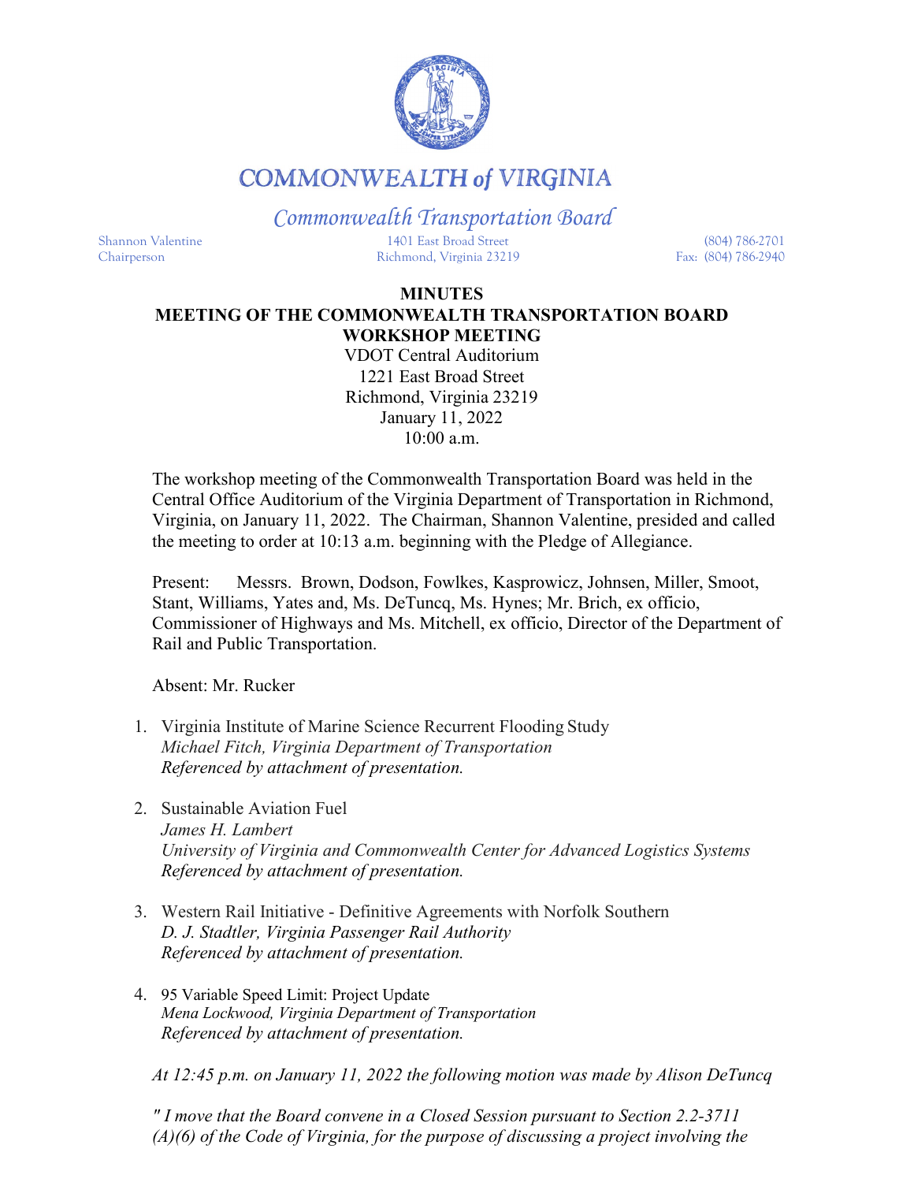# COMMONWEALTH of VIRGINIA

## *Commonwealth Transportation Board*

Shannon Valentine
Chairperson

1401 East Broad Street
Richmond, Virginia 23219

(804) 786-2701
Fax: (804) 786-2940

**MINUTES**
**MEETING OF THE COMMONWEALTH TRANSPORTATION BOARD**
**WORKSHOP MEETING**
VDOT Central Auditorium
1221 East Broad Street
Richmond, Virginia 23219
January 11, 2022
10:00 a.m.

The workshop meeting of the Commonwealth Transportation Board was held in the Central Office Auditorium of the Virginia Department of Transportation in Richmond, Virginia, on January 11, 2022. The Chairman, Shannon Valentine, presided and called the meeting to order at 10:13 a.m. beginning with the Pledge of Allegiance.

Present: Messrs. Brown, Dodson, Fowlkes, Kasprowicz, Johnsen, Miller, Smoot, Stant, Williams, Yates and, Ms. DeTuncq, Ms. Hynes; Mr. Brich, ex officio, Commissioner of Highways and Ms. Mitchell, ex officio, Director of the Department of Rail and Public Transportation.

Absent: Mr. Rucker

1. Virginia Institute of Marine Science Recurrent Flooding Study
   *Michael Fitch, Virginia Department of Transportation*
   *Referenced by attachment of presentation.*

2. Sustainable Aviation Fuel
   *James H. Lambert*
   *University of Virginia and Commonwealth Center for Advanced Logistics Systems*
   *Referenced by attachment of presentation.*

3. Western Rail Initiative - Definitive Agreements with Norfolk Southern
   *D. J. Stadtler, Virginia Passenger Rail Authority*
   *Referenced by attachment of presentation.*

4. 95 Variable Speed Limit: Project Update
   *Mena Lockwood, Virginia Department of Transportation*
   *Referenced by attachment of presentation.*

*At 12:45 p.m. on January 11, 2022 the following motion was made by Alison DeTuncq*

*" I move that the Board convene in a Closed Session pursuant to Section 2.2-3711 (A)(6) of the Code of Virginia, for the purpose of discussing a project involving the*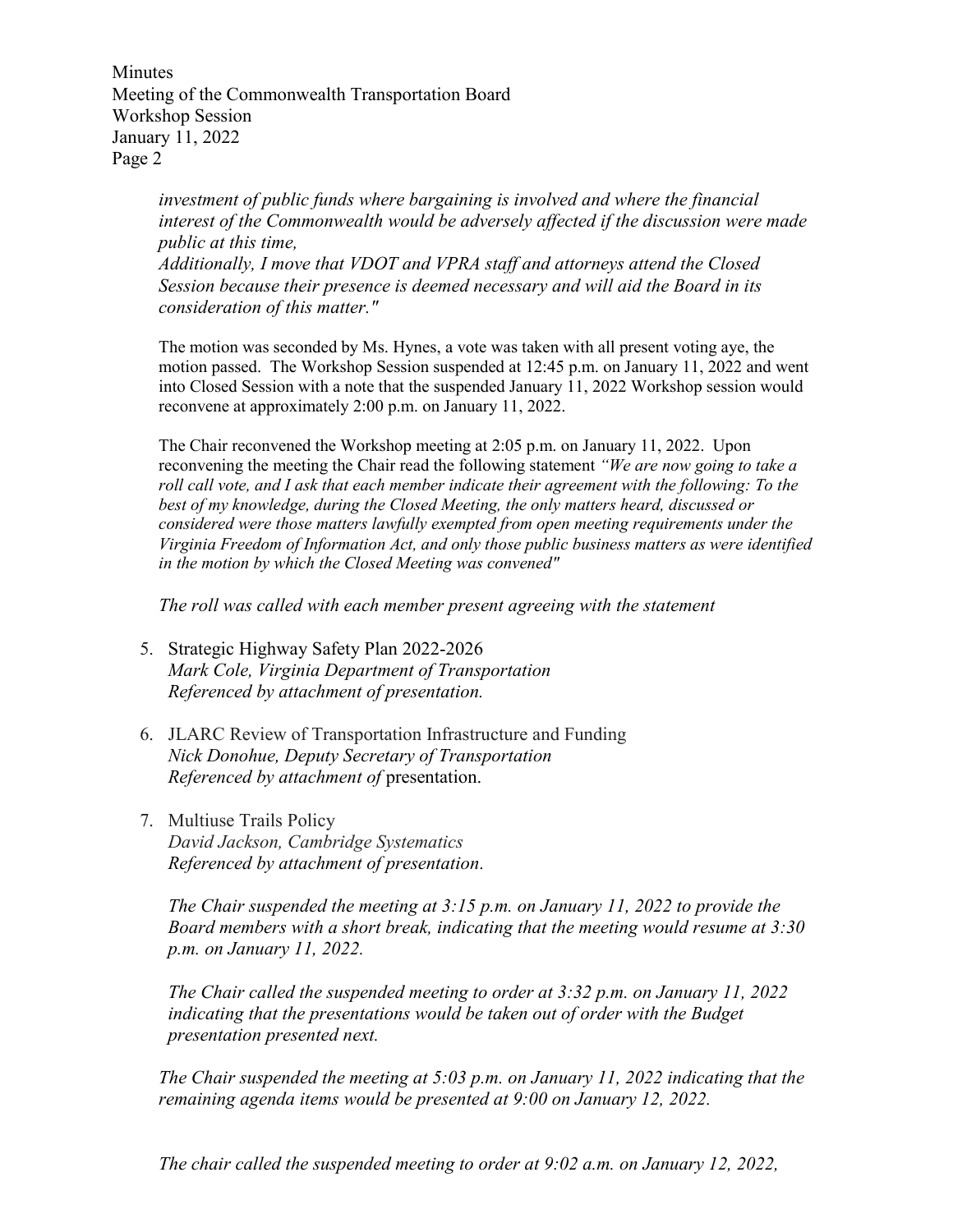*investment of public funds where bargaining is involved and where the financial interest of the Commonwealth would be adversely affected if the discussion were made public at this time,*
*Additionally, I move that VDOT and VPRA staff and attorneys attend the Closed Session because their presence is deemed necessary and will aid the Board in its consideration of this matter."*

The motion was seconded by Ms. Hynes, a vote was taken with all present voting aye, the motion passed. The Workshop Session suspended at 12:45 p.m. on January 11, 2022 and went into Closed Session with a note that the suspended January 11, 2022 Workshop session would reconvene at approximately 2:00 p.m. on January 11, 2022.

The Chair reconvened the Workshop meeting at 2:05 p.m. on January 11, 2022. Upon reconvening the meeting the Chair read the following statement *"We are now going to take a roll call vote, and I ask that each member indicate their agreement with the following: To the best of my knowledge, during the Closed Meeting, the only matters heard, discussed or considered were those matters lawfully exempted from open meeting requirements under the Virginia Freedom of Information Act, and only those public business matters as were identified in the motion by which the Closed Meeting was convened"*

*The roll was called with each member present agreeing with the statement*

5. Strategic Highway Safety Plan 2022-2026
   *Mark Cole, Virginia Department of Transportation*
   *Referenced by attachment of presentation.*

6. JLARC Review of Transportation Infrastructure and Funding
   *Nick Donohue, Deputy Secretary of Transportation*
   *Referenced by attachment of* presentation.

7. Multiuse Trails Policy
   *David Jackson, Cambridge Systematics*
   *Referenced by attachment of presentation*.

   *The Chair suspended the meeting at 3:15 p.m. on January 11, 2022 to provide the Board members with a short break, indicating that the meeting would resume at 3:30 p.m. on January 11, 2022.*

   *The Chair called the suspended meeting to order at 3:32 p.m. on January 11, 2022 indicating that the presentations would be taken out of order with the Budget presentation presented next.*

*The Chair suspended the meeting at 5:03 p.m. on January 11, 2022 indicating that the remaining agenda items would be presented at 9:00 on January 12, 2022.*

*The chair called the suspended meeting to order at 9:02 a.m. on January 12, 2022,*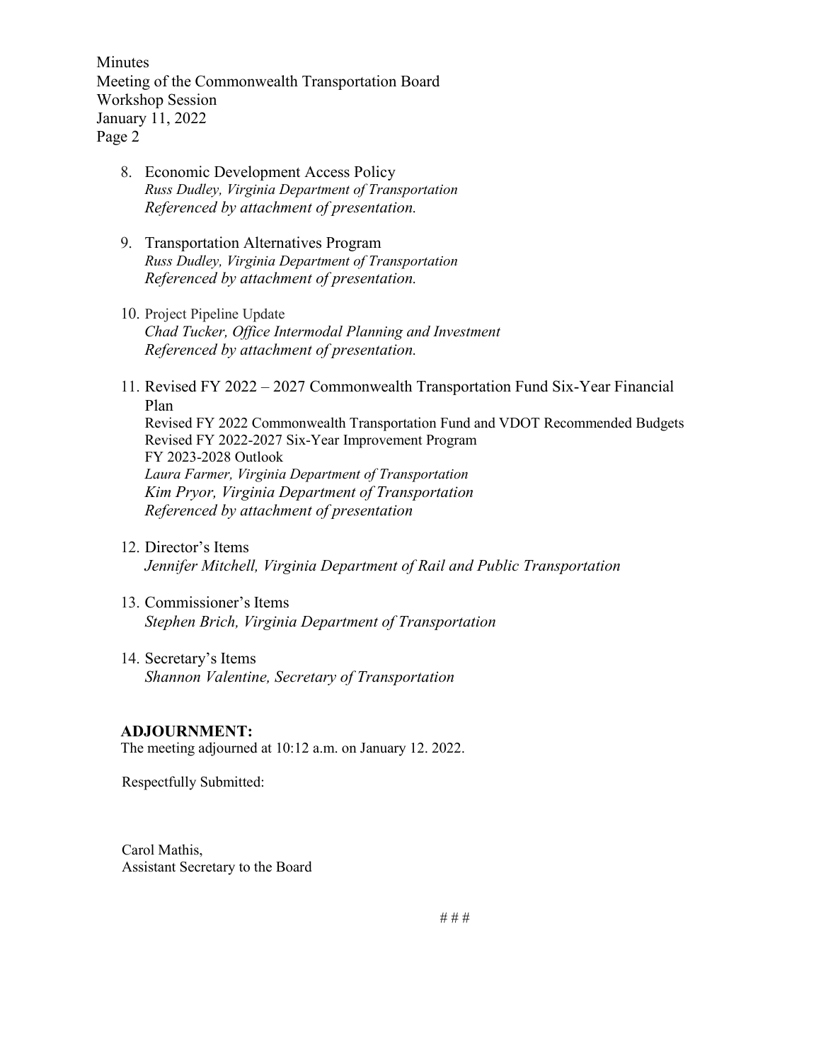8. Economic Development Access Policy
   *Russ Dudley, Virginia Department of Transportation*
   *Referenced by attachment of presentation.*

9. Transportation Alternatives Program
   *Russ Dudley, Virginia Department of Transportation*
   *Referenced by attachment of presentation.*

10. Project Pipeline Update
    *Chad Tucker, Office Intermodal Planning and Investment*
    *Referenced by attachment of presentation.*

11. Revised FY 2022 – 2027 Commonwealth Transportation Fund Six-Year Financial Plan
    Revised FY 2022 Commonwealth Transportation Fund and VDOT Recommended Budgets
    Revised FY 2022-2027 Six-Year Improvement Program
    FY 2023-2028 Outlook
    *Laura Farmer, Virginia Department of Transportation*
    *Kim Pryor, Virginia Department of Transportation*
    *Referenced by attachment of presentation*

12. Director's Items
    *Jennifer Mitchell, Virginia Department of Rail and Public Transportation*

13. Commissioner's Items
    *Stephen Brich, Virginia Department of Transportation*

14. Secretary's Items
    *Shannon Valentine, Secretary of Transportation*

**ADJOURNMENT:**

The meeting adjourned at 10:12 a.m. on January 12. 2022.

Respectfully Submitted:

Carol Mathis,
Assistant Secretary to the Board

# # #